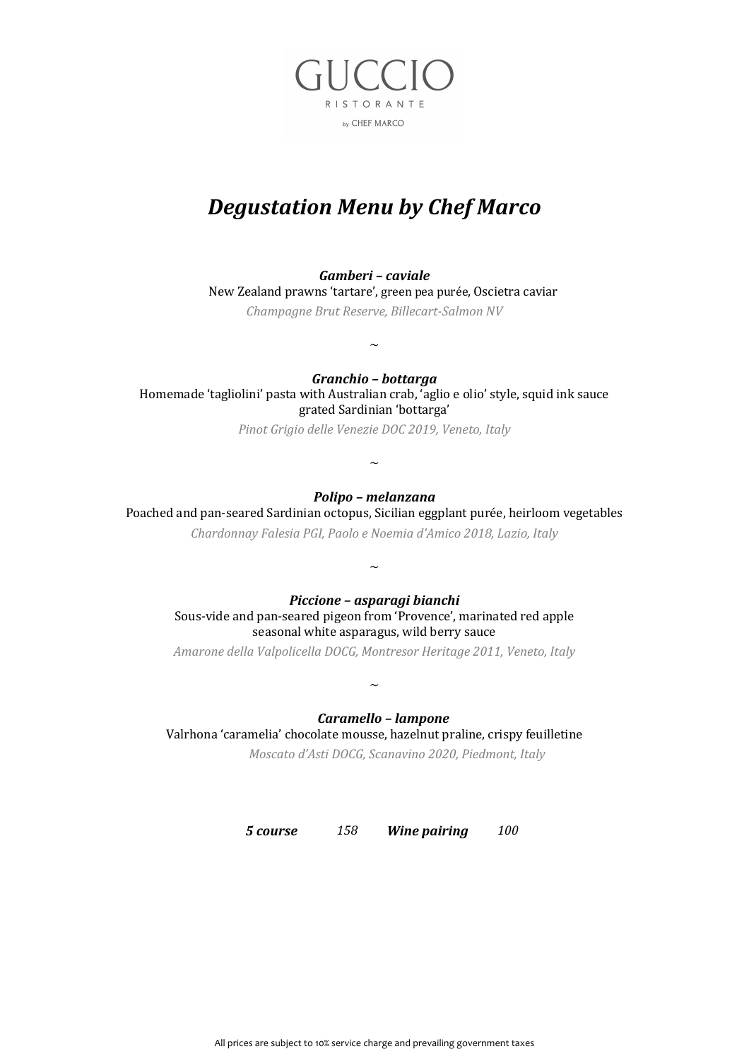GUCCIO

RISTORANTE

by CHEF MARCO

# *Degustation Menu by Chef Marco*

***Gamberi – caviale***

New Zealand prawns 'tartare', green pea purée, Oscietra caviar

*Champagne Brut Reserve, Billecart-Salmon NV*

~

***Granchio – bottarga***

Homemade 'tagliolini' pasta with Australian crab, 'aglio e olio' style, squid ink sauce grated Sardinian 'bottarga'

*Pinot Grigio delle Venezie DOC 2019, Veneto, Italy*

~

***Polipo – melanzana***

Poached and pan-seared Sardinian octopus, Sicilian eggplant purée, heirloom vegetables

*Chardonnay Falesia PGI, Paolo e Noemia d'Amico 2018, Lazio, Italy*

~

***Piccione – asparagi bianchi***

Sous-vide and pan-seared pigeon from 'Provence', marinated red apple seasonal white asparagus, wild berry sauce

*Amarone della Valpolicella DOCG, Montresor Heritage 2011, Veneto, Italy*

~

***Caramello – lampone***

Valrhona 'caramelia' chocolate mousse, hazelnut praline, crispy feuilletine

*Moscato d'Asti DOCG, Scanavino 2020, Piedmont, Italy*

***5 course*** *158* ***Wine pairing*** *100*

All prices are subject to 10% service charge and prevailing government taxes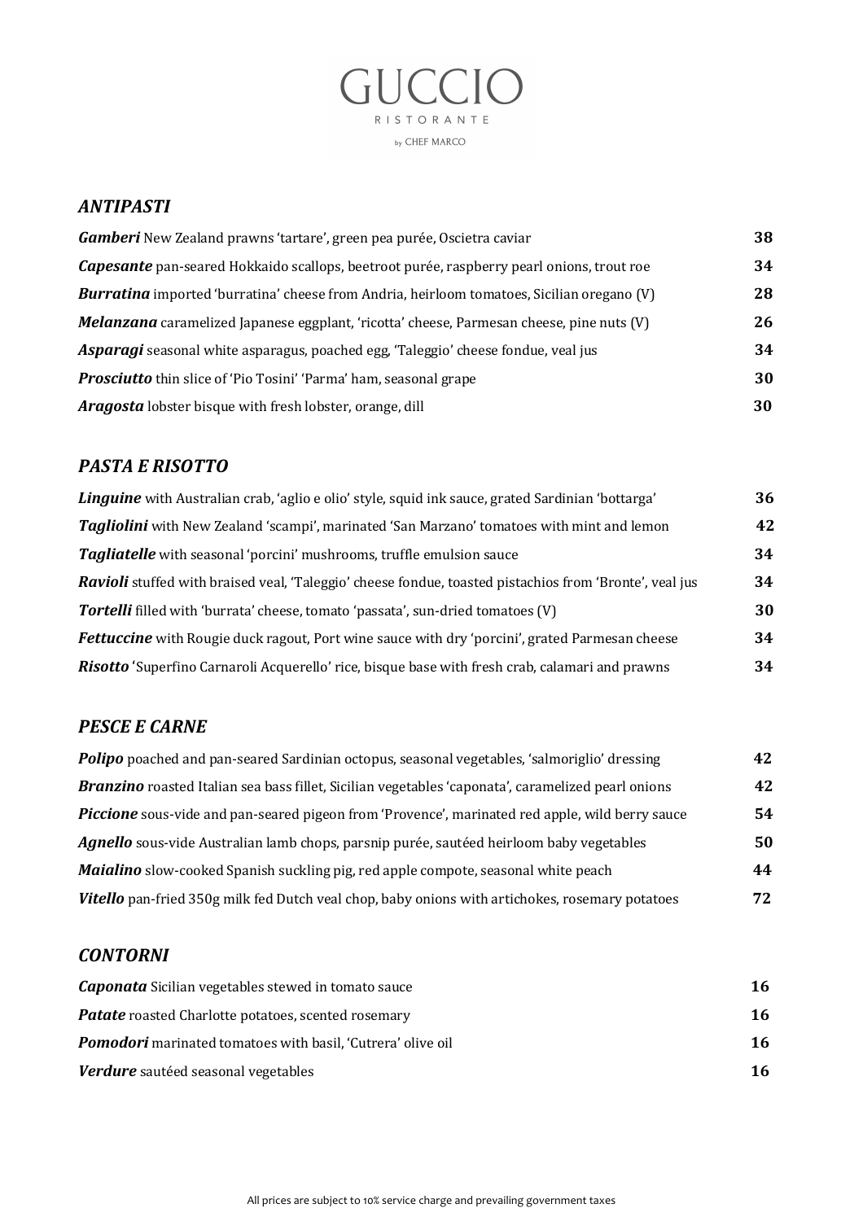# GUCCIO

RISTORANTE

by CHEF MARCO

## *ANTIPASTI*

| | |
|---|---|
| ***Gamberi*** New Zealand prawns 'tartare', green pea purée, Oscietra caviar | **38** |
| ***Capesante*** pan-seared Hokkaido scallops, beetroot purée, raspberry pearl onions, trout roe | **34** |
| ***Burratina*** imported 'burratina' cheese from Andria, heirloom tomatoes, Sicilian oregano (V) | **28** |
| ***Melanzana*** caramelized Japanese eggplant, 'ricotta' cheese, Parmesan cheese, pine nuts (V) | **26** |
| ***Asparagi*** seasonal white asparagus, poached egg, 'Taleggio' cheese fondue, veal jus | **34** |
| ***Prosciutto*** thin slice of 'Pio Tosini' 'Parma' ham, seasonal grape | **30** |
| ***Aragosta*** lobster bisque with fresh lobster, orange, dill | **30** |

## *PASTA E RISOTTO*

| | |
|---|---|
| ***Linguine*** with Australian crab, 'aglio e olio' style, squid ink sauce, grated Sardinian 'bottarga' | **36** |
| ***Tagliolini*** with New Zealand 'scampi', marinated 'San Marzano' tomatoes with mint and lemon | **42** |
| ***Tagliatelle*** with seasonal 'porcini' mushrooms, truffle emulsion sauce | **34** |
| ***Ravioli*** stuffed with braised veal, 'Taleggio' cheese fondue, toasted pistachios from 'Bronte', veal jus | **34** |
| ***Tortelli*** filled with 'burrata' cheese, tomato 'passata', sun-dried tomatoes (V) | **30** |
| ***Fettuccine*** with Rougie duck ragout, Port wine sauce with dry 'porcini', grated Parmesan cheese | **34** |
| ***Risotto*** 'Superfino Carnaroli Acquerello' rice, bisque base with fresh crab, calamari and prawns | **34** |

## *PESCE E CARNE*

| | |
|---|---|
| ***Polipo*** poached and pan-seared Sardinian octopus, seasonal vegetables, 'salmoriglio' dressing | **42** |
| ***Branzino*** roasted Italian sea bass fillet, Sicilian vegetables 'caponata', caramelized pearl onions | **42** |
| ***Piccione*** sous-vide and pan-seared pigeon from 'Provence', marinated red apple, wild berry sauce | **54** |
| ***Agnello*** sous-vide Australian lamb chops, parsnip purée, sautéed heirloom baby vegetables | **50** |
| ***Maialino*** slow-cooked Spanish suckling pig, red apple compote, seasonal white peach | **44** |
| ***Vitello*** pan-fried 350g milk fed Dutch veal chop, baby onions with artichokes, rosemary potatoes | **72** |

## *CONTORNI*

| | |
|---|---|
| ***Caponata*** Sicilian vegetables stewed in tomato sauce | **16** |
| ***Patate*** roasted Charlotte potatoes, scented rosemary | **16** |
| ***Pomodori*** marinated tomatoes with basil, 'Cutrera' olive oil | **16** |
| ***Verdure*** sautéed seasonal vegetables | **16** |

All prices are subject to 10% service charge and prevailing government taxes